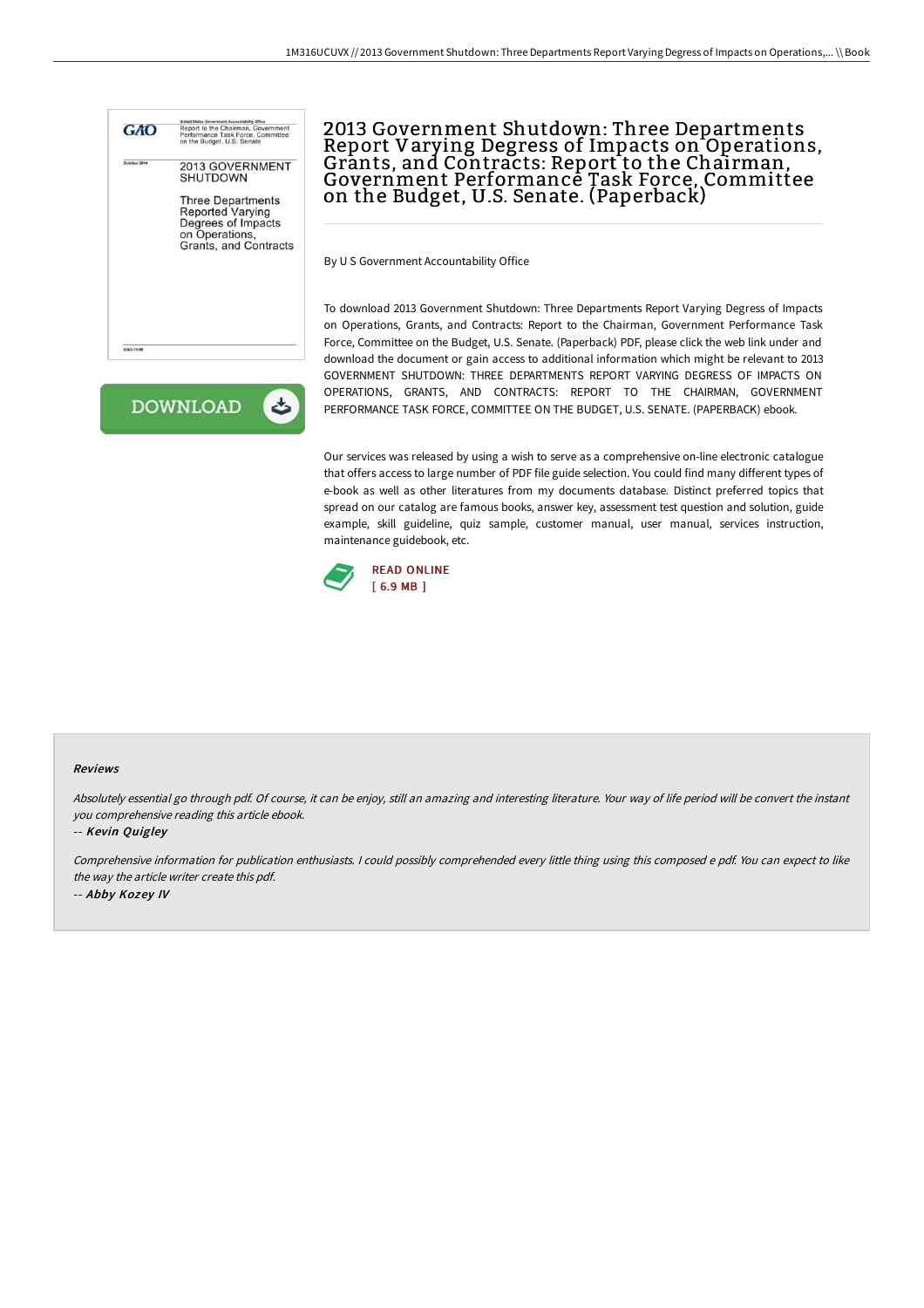# 2013 Government Shutdown: Three Departments Report Varying Degress of Impacts on Operations, Grants, and Contracts: Report to the Chairman, Government Performance Task Force, Committee on the Budget, U.S. Senate. (Paperback)

By U S Government Accountability Office

To download 2013 Government Shutdown: Three Departments Report Varying Degress of Impacts on Operations, Grants, and Contracts: Report to the Chairman, Government Performance Task Force, Committee on the Budget, U.S. Senate. (Paperback) PDF, please click the web link under and download the document or gain access to additional information which might be relevant to 2013 GOVERNMENT SHUTDOWN: THREE DEPARTMENTS REPORT VARYING DEGRESS OF IMPACTS ON OPERATIONS, GRANTS, AND CONTRACTS: REPORT TO THE CHAIRMAN, GOVERNMENT PERFORMANCE TASK FORCE, COMMITTEE ON THE BUDGET, U.S. SENATE. (PAPERBACK) ebook.

Our services was released by using a wish to serve as a comprehensive on-line electronic catalogue that offers access to large number of PDF file guide selection. You could find many different types of e-book as well as other literatures from my documents database. Distinct preferred topics that spread on our catalog are famous books, answer key, assessment test question and solution, guide example, skill guideline, quiz sample, customer manual, user manual, services instruction, maintenance guidebook, etc.

READ ONLINE
[ 6.9 MB ]

## Reviews

*Absolutely essential go through pdf. Of course, it can be enjoy, still an amazing and interesting literature. Your way of life period will be convert the instant you comprehensive reading this article ebook.*

-- *Kevin Quigley*

*Comprehensive information for publication enthusiasts. I could possibly comprehended every little thing using this composed e pdf. You can expect to like the way the article writer create this pdf.*

-- *Abby Kozey IV*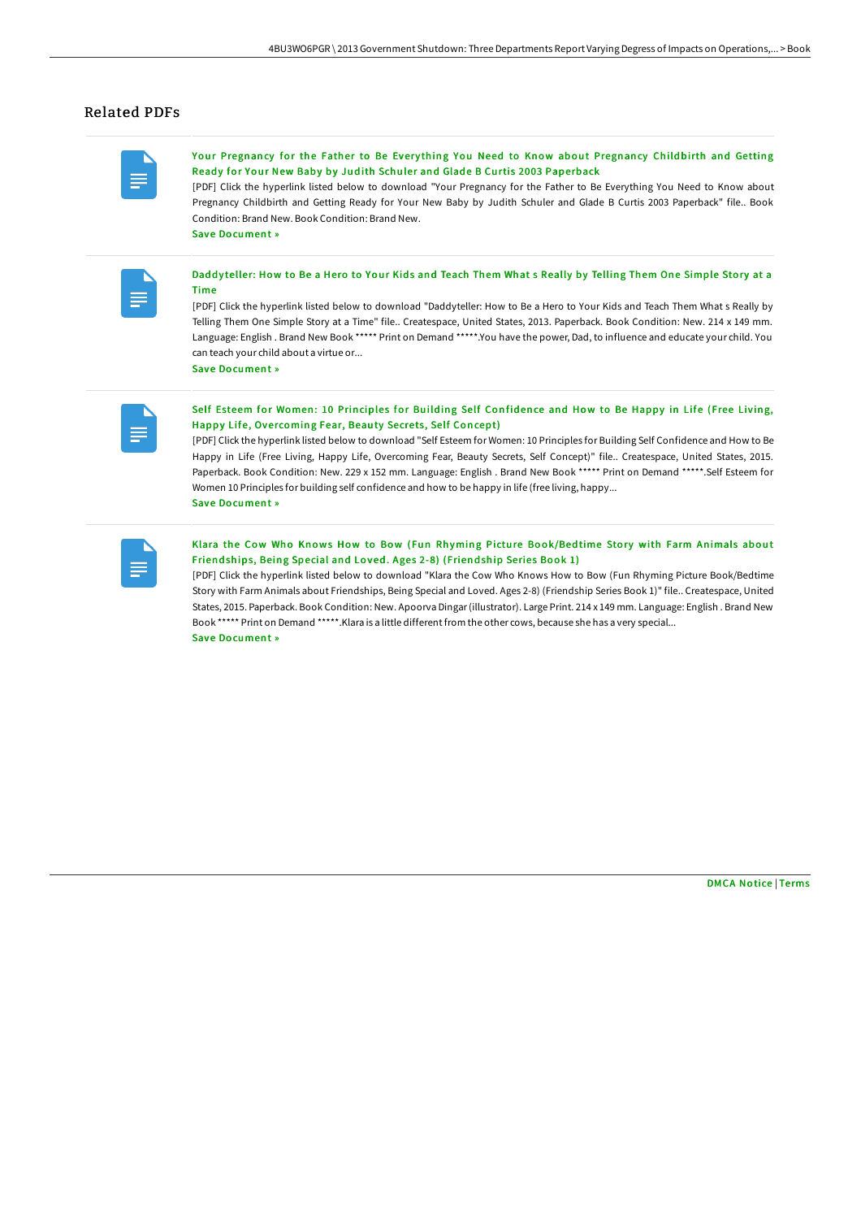## Related PDFs

**Your Pregnancy for the Father to Be Everything You Need to Know about Pregnancy Childbirth and Getting Ready for Your New Baby by Judith Schuler and Glade B Curtis 2003 Paperback**

[PDF] Click the hyperlink listed below to download "Your Pregnancy for the Father to Be Everything You Need to Know about Pregnancy Childbirth and Getting Ready for Your New Baby by Judith Schuler and Glade B Curtis 2003 Paperback" file.. Book Condition: Brand New. Book Condition: Brand New.

Save Document »

**Daddyteller: How to Be a Hero to Your Kids and Teach Them What s Really by Telling Them One Simple Story at a Time**

[PDF] Click the hyperlink listed below to download "Daddyteller: How to Be a Hero to Your Kids and Teach Them What s Really by Telling Them One Simple Story at a Time" file.. Createspace, United States, 2013. Paperback. Book Condition: New. 214 x 149 mm. Language: English . Brand New Book ***** Print on Demand *****.You have the power, Dad, to influence and educate your child. You can teach your child about a virtue or...

Save Document »

**Self Esteem for Women: 10 Principles for Building Self Confidence and How to Be Happy in Life (Free Living, Happy Life, Overcoming Fear, Beauty Secrets, Self Concept)**

[PDF] Click the hyperlink listed below to download "Self Esteem for Women: 10 Principles for Building Self Confidence and How to Be Happy in Life (Free Living, Happy Life, Overcoming Fear, Beauty Secrets, Self Concept)" file.. Createspace, United States, 2015. Paperback. Book Condition: New. 229 x 152 mm. Language: English . Brand New Book ***** Print on Demand *****.Self Esteem for Women 10 Principles for building self confidence and how to be happy in life (free living, happy...

Save Document »

**Klara the Cow Who Knows How to Bow (Fun Rhyming Picture Book/Bedtime Story with Farm Animals about Friendships, Being Special and Loved. Ages 2-8) (Friendship Series Book 1)**

[PDF] Click the hyperlink listed below to download "Klara the Cow Who Knows How to Bow (Fun Rhyming Picture Book/Bedtime Story with Farm Animals about Friendships, Being Special and Loved. Ages 2-8) (Friendship Series Book 1)" file.. Createspace, United States, 2015. Paperback. Book Condition: New. Apoorva Dingar (illustrator). Large Print. 214 x 149 mm. Language: English . Brand New Book ***** Print on Demand *****.Klara is a little different from the other cows, because she has a very special...

Save Document »

DMCA Notice | Terms